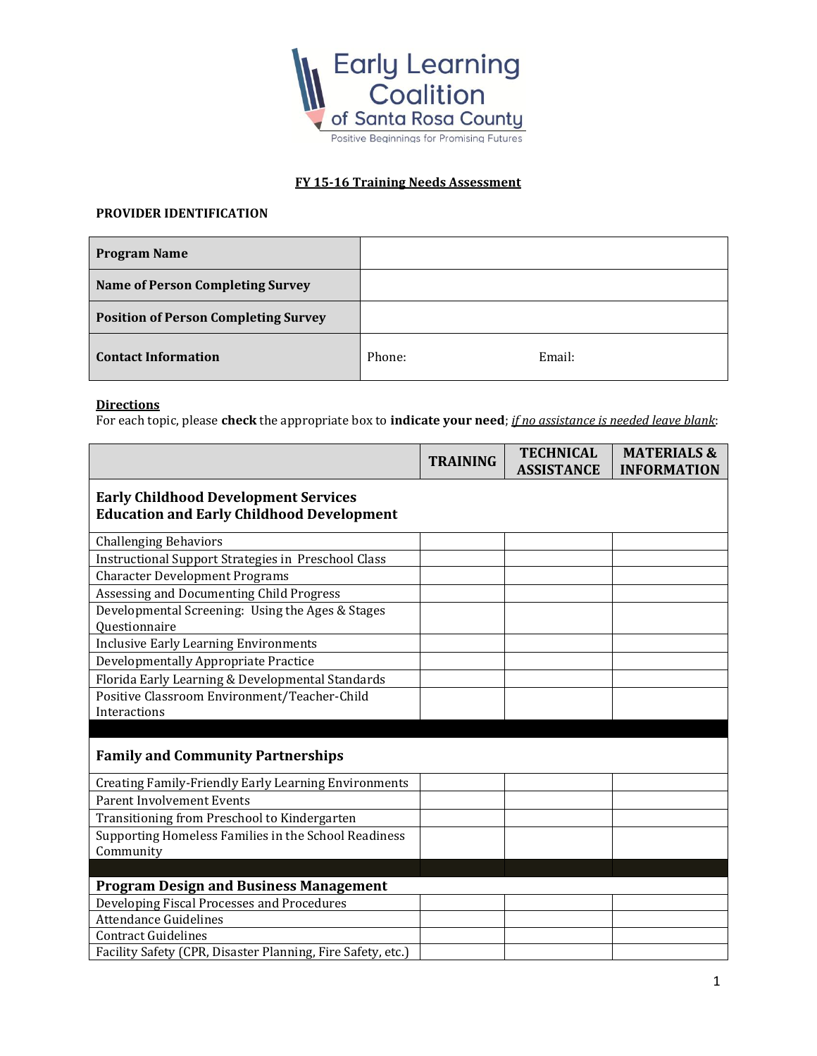Early Learning Coalition of Santa Rosa County

Positive Beginnings for Promising Futures

## FY 15-16 Training Needs Assessment

**PROVIDER IDENTIFICATION**

| | |
|---|---|
| **Program Name** | |
| **Name of Person Completing Survey** | |
| **Position of Person Completing Survey** | |
| **Contact Information** | Phone: Email: |

**Directions**

For each topic, please **check** the appropriate box to **indicate your need**; *if no assistance is needed leave blank*:

| | TRAINING | TECHNICAL ASSISTANCE | MATERIALS & INFORMATION |
|---|---|---|---|
| **Early Childhood Development Services Education and Early Childhood Development** | | | |
| Challenging Behaviors | | | |
| Instructional Support Strategies in Preschool Class | | | |
| Character Development Programs | | | |
| Assessing and Documenting Child Progress | | | |
| Developmental Screening: Using the Ages & Stages Questionnaire | | | |
| Inclusive Early Learning Environments | | | |
| Developmentally Appropriate Practice | | | |
| Florida Early Learning & Developmental Standards | | | |
| Positive Classroom Environment/Teacher-Child Interactions | | | |
| **Family and Community Partnerships** | | | |
| Creating Family-Friendly Early Learning Environments | | | |
| Parent Involvement Events | | | |
| Transitioning from Preschool to Kindergarten | | | |
| Supporting Homeless Families in the School Readiness Community | | | |
| **Program Design and Business Management** | | | |
| Developing Fiscal Processes and Procedures | | | |
| Attendance Guidelines | | | |
| Contract Guidelines | | | |
| Facility Safety (CPR, Disaster Planning, Fire Safety, etc.) | | | |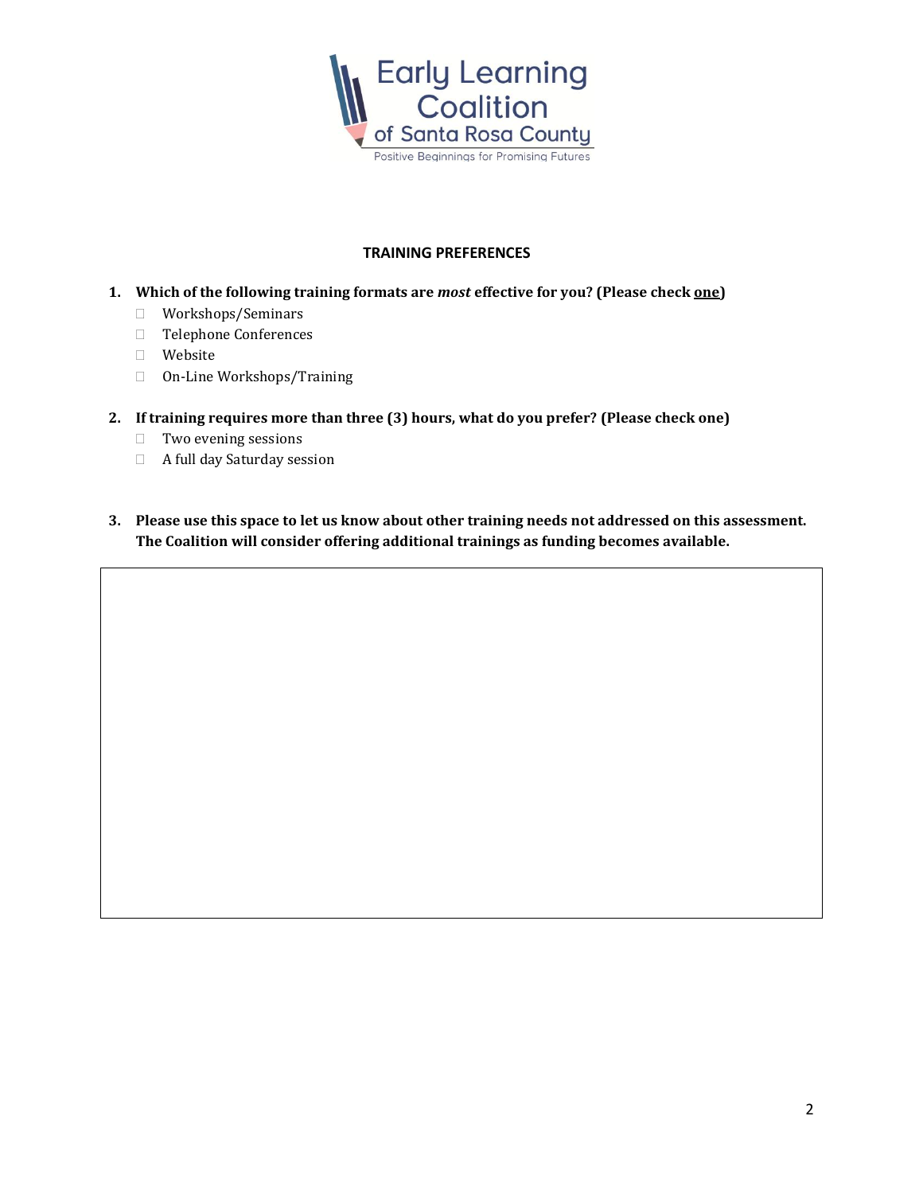Early Learning Coalition of Santa Rosa County
Positive Beginnings for Promising Futures

## TRAINING PREFERENCES

1. **Which of the following training formats are *most* effective for you? (Please check one)**
   - ☐ Workshops/Seminars
   - ☐ Telephone Conferences
   - ☐ Website
   - ☐ On-Line Workshops/Training

2. **If training requires more than three (3) hours, what do you prefer? (Please check one)**
   - ☐ Two evening sessions
   - ☐ A full day Saturday session

3. **Please use this space to let us know about other training needs not addressed on this assessment. The Coalition will consider offering additional trainings as funding becomes available.**